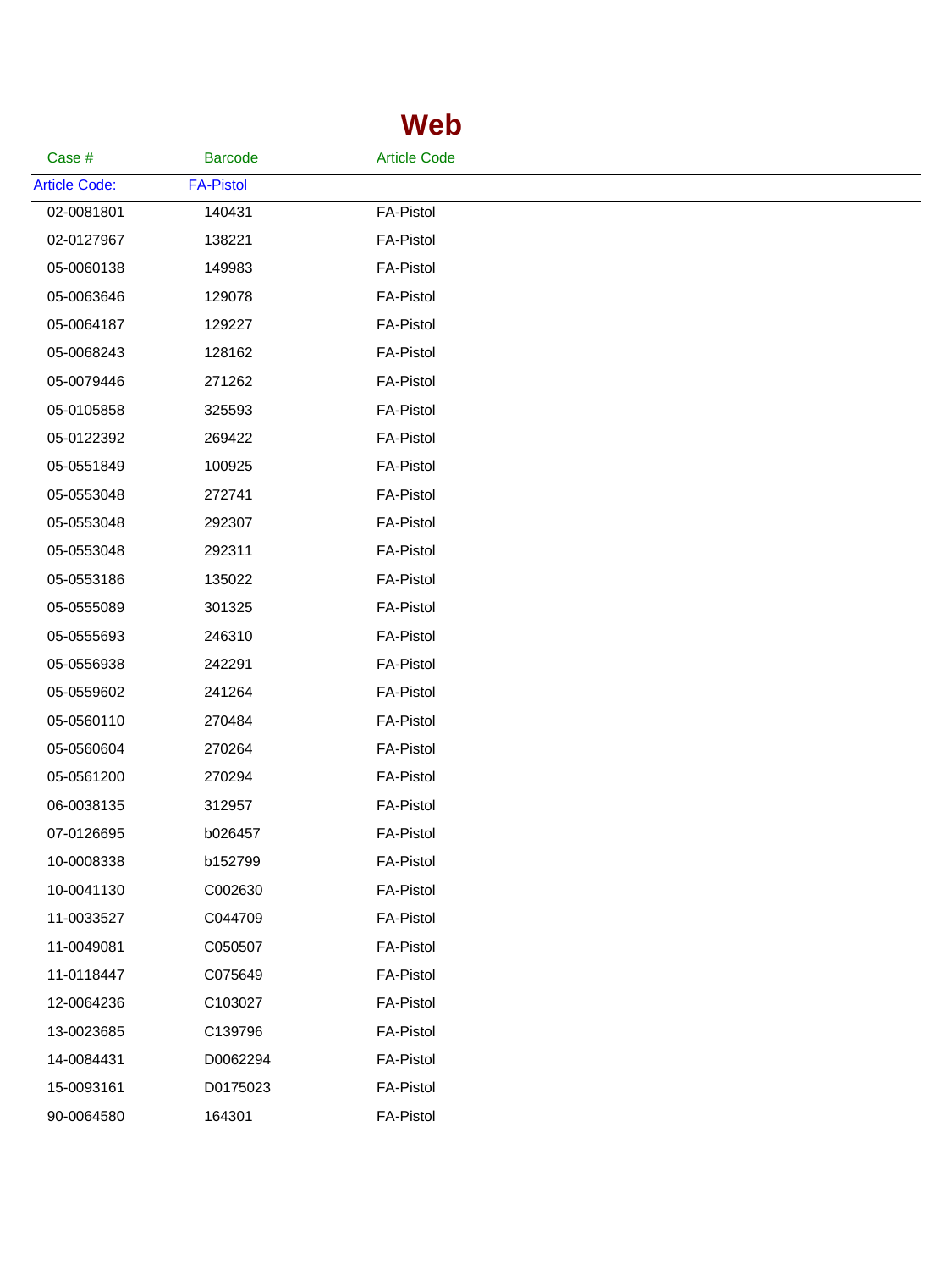# Web

| Case # | Barcode | Article Code |
|---|---|---|
| Article Code: | FA-Pistol | |
| 02-0081801 | 140431 | FA-Pistol |
| 02-0127967 | 138221 | FA-Pistol |
| 05-0060138 | 149983 | FA-Pistol |
| 05-0063646 | 129078 | FA-Pistol |
| 05-0064187 | 129227 | FA-Pistol |
| 05-0068243 | 128162 | FA-Pistol |
| 05-0079446 | 271262 | FA-Pistol |
| 05-0105858 | 325593 | FA-Pistol |
| 05-0122392 | 269422 | FA-Pistol |
| 05-0551849 | 100925 | FA-Pistol |
| 05-0553048 | 272741 | FA-Pistol |
| 05-0553048 | 292307 | FA-Pistol |
| 05-0553048 | 292311 | FA-Pistol |
| 05-0553186 | 135022 | FA-Pistol |
| 05-0555089 | 301325 | FA-Pistol |
| 05-0555693 | 246310 | FA-Pistol |
| 05-0556938 | 242291 | FA-Pistol |
| 05-0559602 | 241264 | FA-Pistol |
| 05-0560110 | 270484 | FA-Pistol |
| 05-0560604 | 270264 | FA-Pistol |
| 05-0561200 | 270294 | FA-Pistol |
| 06-0038135 | 312957 | FA-Pistol |
| 07-0126695 | b026457 | FA-Pistol |
| 10-0008338 | b152799 | FA-Pistol |
| 10-0041130 | C002630 | FA-Pistol |
| 11-0033527 | C044709 | FA-Pistol |
| 11-0049081 | C050507 | FA-Pistol |
| 11-0118447 | C075649 | FA-Pistol |
| 12-0064236 | C103027 | FA-Pistol |
| 13-0023685 | C139796 | FA-Pistol |
| 14-0084431 | D0062294 | FA-Pistol |
| 15-0093161 | D0175023 | FA-Pistol |
| 90-0064580 | 164301 | FA-Pistol |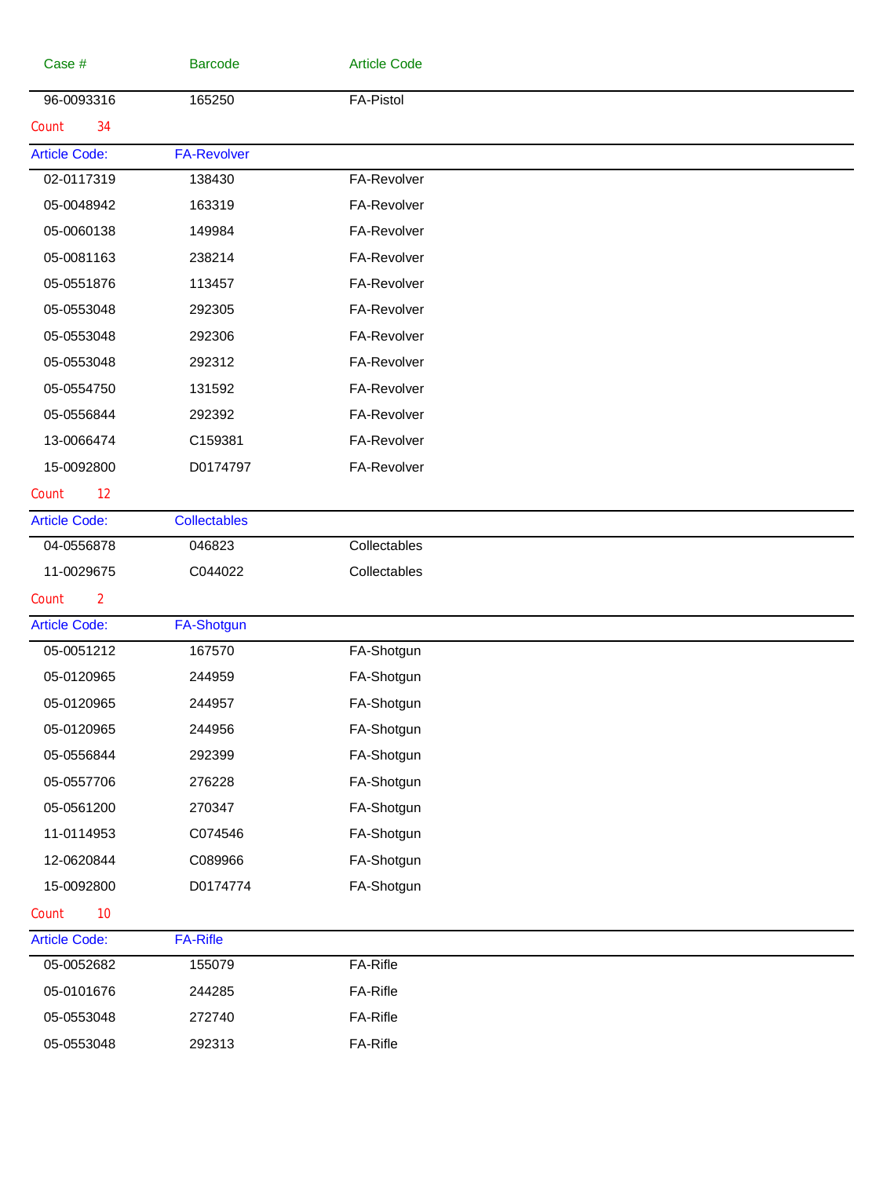| Case # | Barcode | Article Code |
|---|---|---|
| 96-0093316 | 165250 | FA-Pistol |

Count 34

**Article Code: FA-Revolver**

| Case # | Barcode | Article Code |
|---|---|---|
| 02-0117319 | 138430 | FA-Revolver |
| 05-0048942 | 163319 | FA-Revolver |
| 05-0060138 | 149984 | FA-Revolver |
| 05-0081163 | 238214 | FA-Revolver |
| 05-0551876 | 113457 | FA-Revolver |
| 05-0553048 | 292305 | FA-Revolver |
| 05-0553048 | 292306 | FA-Revolver |
| 05-0553048 | 292312 | FA-Revolver |
| 05-0554750 | 131592 | FA-Revolver |
| 05-0556844 | 292392 | FA-Revolver |
| 13-0066474 | C159381 | FA-Revolver |
| 15-0092800 | D0174797 | FA-Revolver |

Count 12

**Article Code: Collectables**

| Case # | Barcode | Article Code |
|---|---|---|
| 04-0556878 | 046823 | Collectables |
| 11-0029675 | C044022 | Collectables |

Count 2

**Article Code: FA-Shotgun**

| Case # | Barcode | Article Code |
|---|---|---|
| 05-0051212 | 167570 | FA-Shotgun |
| 05-0120965 | 244959 | FA-Shotgun |
| 05-0120965 | 244957 | FA-Shotgun |
| 05-0120965 | 244956 | FA-Shotgun |
| 05-0556844 | 292399 | FA-Shotgun |
| 05-0557706 | 276228 | FA-Shotgun |
| 05-0561200 | 270347 | FA-Shotgun |
| 11-0114953 | C074546 | FA-Shotgun |
| 12-0620844 | C089966 | FA-Shotgun |
| 15-0092800 | D0174774 | FA-Shotgun |

Count 10

**Article Code: FA-Rifle**

| Case # | Barcode | Article Code |
|---|---|---|
| 05-0052682 | 155079 | FA-Rifle |
| 05-0101676 | 244285 | FA-Rifle |
| 05-0553048 | 272740 | FA-Rifle |
| 05-0553048 | 292313 | FA-Rifle |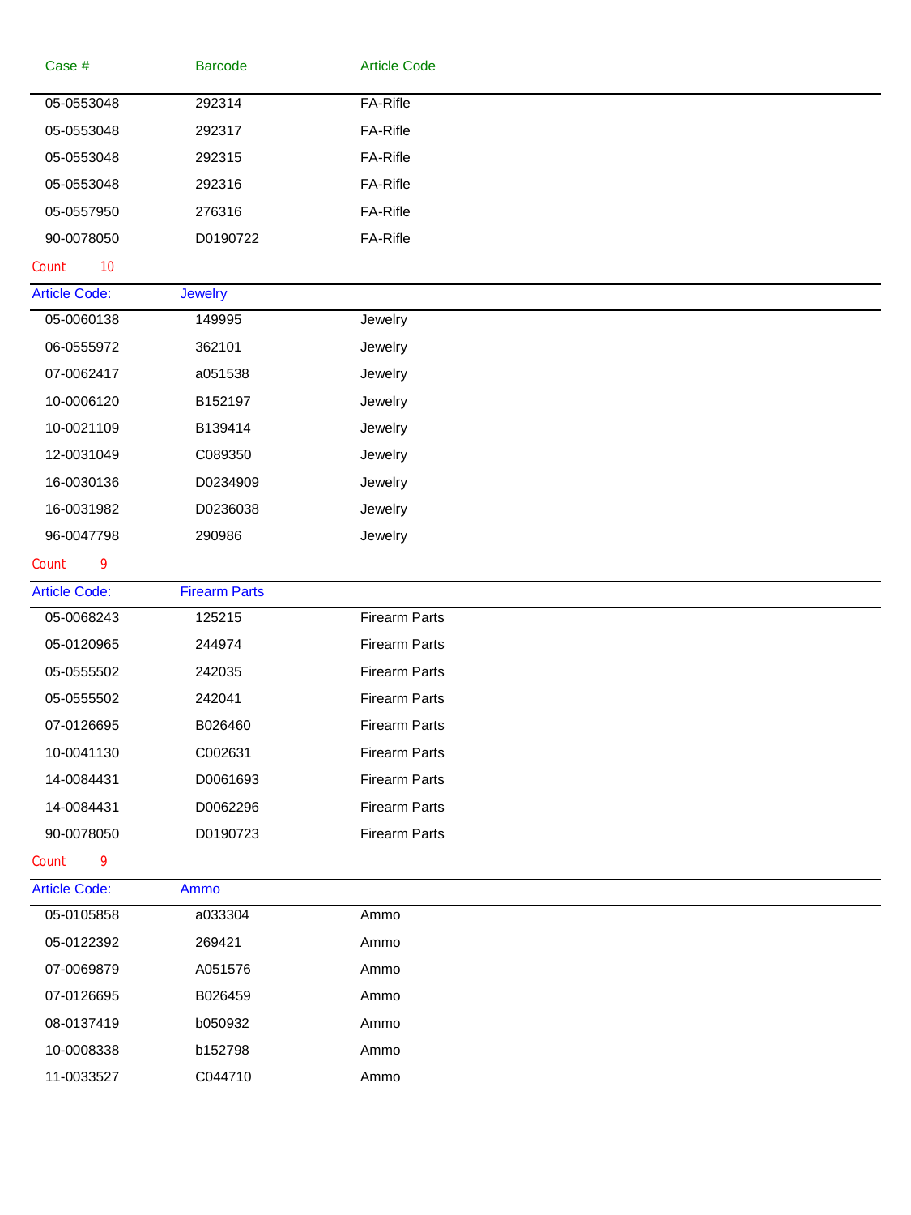| Case # | Barcode | Article Code |
|---|---|---|
| 05-0553048 | 292314 | FA-Rifle |
| 05-0553048 | 292317 | FA-Rifle |
| 05-0553048 | 292315 | FA-Rifle |
| 05-0553048 | 292316 | FA-Rifle |
| 05-0557950 | 276316 | FA-Rifle |
| 90-0078050 | D0190722 | FA-Rifle |

Count 10

**Article Code:** Jewelry

| Case # | Barcode | Article Code |
|---|---|---|
| 05-0060138 | 149995 | Jewelry |
| 06-0555972 | 362101 | Jewelry |
| 07-0062417 | a051538 | Jewelry |
| 10-0006120 | B152197 | Jewelry |
| 10-0021109 | B139414 | Jewelry |
| 12-0031049 | C089350 | Jewelry |
| 16-0030136 | D0234909 | Jewelry |
| 16-0031982 | D0236038 | Jewelry |
| 96-0047798 | 290986 | Jewelry |

Count 9

**Article Code:** Firearm Parts

| Case # | Barcode | Article Code |
|---|---|---|
| 05-0068243 | 125215 | Firearm Parts |
| 05-0120965 | 244974 | Firearm Parts |
| 05-0555502 | 242035 | Firearm Parts |
| 05-0555502 | 242041 | Firearm Parts |
| 07-0126695 | B026460 | Firearm Parts |
| 10-0041130 | C002631 | Firearm Parts |
| 14-0084431 | D0061693 | Firearm Parts |
| 14-0084431 | D0062296 | Firearm Parts |
| 90-0078050 | D0190723 | Firearm Parts |

Count 9

**Article Code:** Ammo

| Case # | Barcode | Article Code |
|---|---|---|
| 05-0105858 | a033304 | Ammo |
| 05-0122392 | 269421 | Ammo |
| 07-0069879 | A051576 | Ammo |
| 07-0126695 | B026459 | Ammo |
| 08-0137419 | b050932 | Ammo |
| 10-0008338 | b152798 | Ammo |
| 11-0033527 | C044710 | Ammo |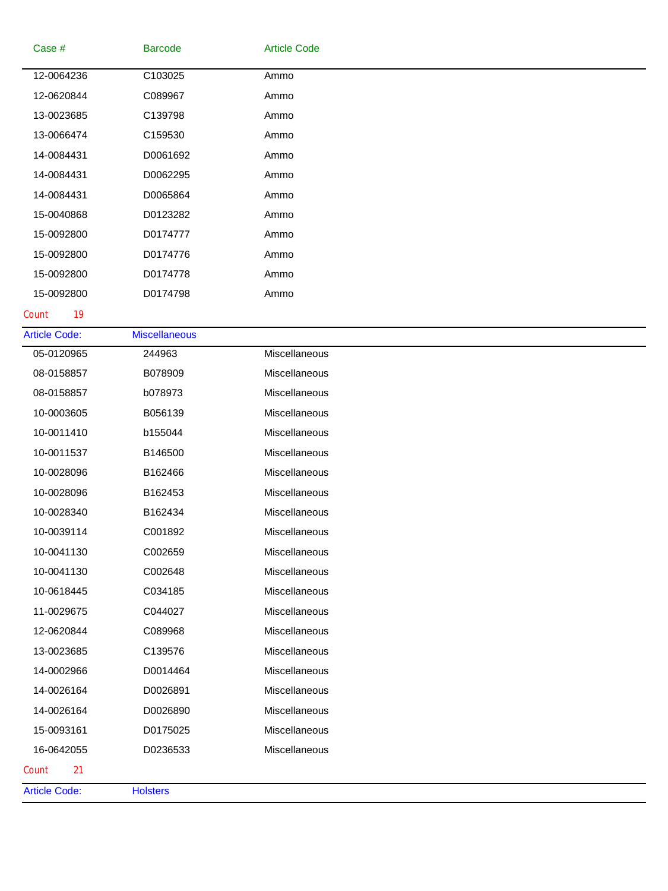| Case # | Barcode | Article Code |
|---|---|---|
| 12-0064236 | C103025 | Ammo |
| 12-0620844 | C089967 | Ammo |
| 13-0023685 | C139798 | Ammo |
| 13-0066474 | C159530 | Ammo |
| 14-0084431 | D0061692 | Ammo |
| 14-0084431 | D0062295 | Ammo |
| 14-0084431 | D0065864 | Ammo |
| 15-0040868 | D0123282 | Ammo |
| 15-0092800 | D0174777 | Ammo |
| 15-0092800 | D0174776 | Ammo |
| 15-0092800 | D0174778 | Ammo |
| 15-0092800 | D0174798 | Ammo |

Count 19

Article Code: Miscellaneous

| Case # | Barcode | Article Code |
|---|---|---|
| 05-0120965 | 244963 | Miscellaneous |
| 08-0158857 | B078909 | Miscellaneous |
| 08-0158857 | b078973 | Miscellaneous |
| 10-0003605 | B056139 | Miscellaneous |
| 10-0011410 | b155044 | Miscellaneous |
| 10-0011537 | B146500 | Miscellaneous |
| 10-0028096 | B162466 | Miscellaneous |
| 10-0028096 | B162453 | Miscellaneous |
| 10-0028340 | B162434 | Miscellaneous |
| 10-0039114 | C001892 | Miscellaneous |
| 10-0041130 | C002659 | Miscellaneous |
| 10-0041130 | C002648 | Miscellaneous |
| 10-0618445 | C034185 | Miscellaneous |
| 11-0029675 | C044027 | Miscellaneous |
| 12-0620844 | C089968 | Miscellaneous |
| 13-0023685 | C139576 | Miscellaneous |
| 14-0002966 | D0014464 | Miscellaneous |
| 14-0026164 | D0026891 | Miscellaneous |
| 14-0026164 | D0026890 | Miscellaneous |
| 15-0093161 | D0175025 | Miscellaneous |
| 16-0642055 | D0236533 | Miscellaneous |

Count 21

Article Code: Holsters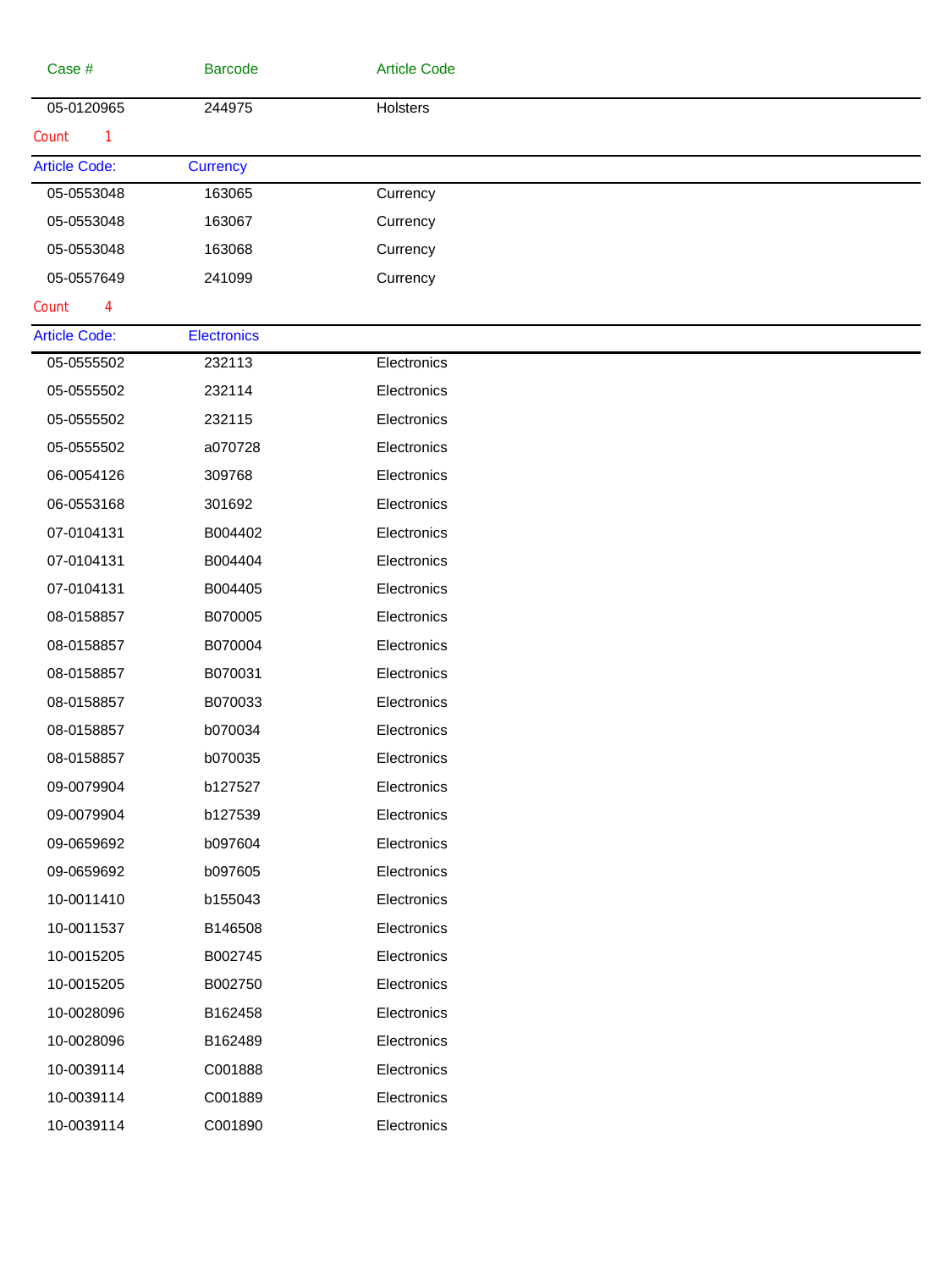| Case # | Barcode | Article Code |
|---|---|---|
| 05-0120965 | 244975 | Holsters |

Count 1

Article Code: Currency

| Case # | Barcode | Article Code |
|---|---|---|
| 05-0553048 | 163065 | Currency |
| 05-0553048 | 163067 | Currency |
| 05-0553048 | 163068 | Currency |
| 05-0557649 | 241099 | Currency |

Count 4

Article Code: Electronics

| Case # | Barcode | Article Code |
|---|---|---|
| 05-0555502 | 232113 | Electronics |
| 05-0555502 | 232114 | Electronics |
| 05-0555502 | 232115 | Electronics |
| 05-0555502 | a070728 | Electronics |
| 06-0054126 | 309768 | Electronics |
| 06-0553168 | 301692 | Electronics |
| 07-0104131 | B004402 | Electronics |
| 07-0104131 | B004404 | Electronics |
| 07-0104131 | B004405 | Electronics |
| 08-0158857 | B070005 | Electronics |
| 08-0158857 | B070004 | Electronics |
| 08-0158857 | B070031 | Electronics |
| 08-0158857 | B070033 | Electronics |
| 08-0158857 | b070034 | Electronics |
| 08-0158857 | b070035 | Electronics |
| 09-0079904 | b127527 | Electronics |
| 09-0079904 | b127539 | Electronics |
| 09-0659692 | b097604 | Electronics |
| 09-0659692 | b097605 | Electronics |
| 10-0011410 | b155043 | Electronics |
| 10-0011537 | B146508 | Electronics |
| 10-0015205 | B002745 | Electronics |
| 10-0015205 | B002750 | Electronics |
| 10-0028096 | B162458 | Electronics |
| 10-0028096 | B162489 | Electronics |
| 10-0039114 | C001888 | Electronics |
| 10-0039114 | C001889 | Electronics |
| 10-0039114 | C001890 | Electronics |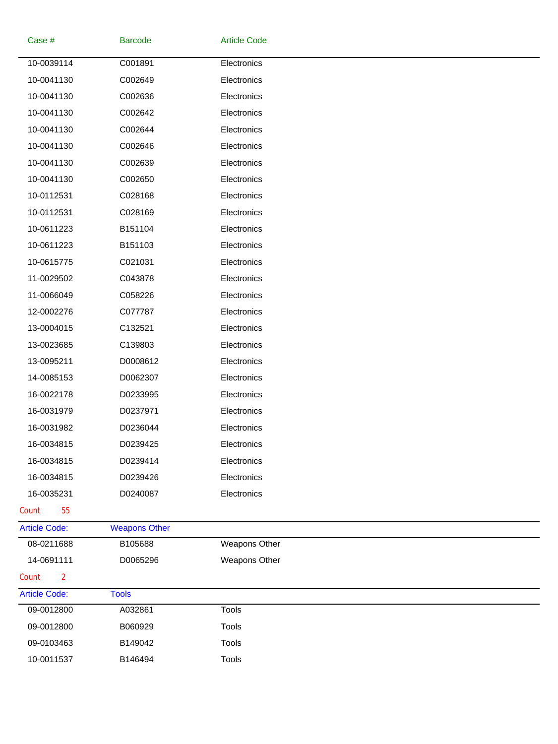| Case # | Barcode | Article Code |
|---|---|---|
| 10-0039114 | C001891 | Electronics |
| 10-0041130 | C002649 | Electronics |
| 10-0041130 | C002636 | Electronics |
| 10-0041130 | C002642 | Electronics |
| 10-0041130 | C002644 | Electronics |
| 10-0041130 | C002646 | Electronics |
| 10-0041130 | C002639 | Electronics |
| 10-0041130 | C002650 | Electronics |
| 10-0112531 | C028168 | Electronics |
| 10-0112531 | C028169 | Electronics |
| 10-0611223 | B151104 | Electronics |
| 10-0611223 | B151103 | Electronics |
| 10-0615775 | C021031 | Electronics |
| 11-0029502 | C043878 | Electronics |
| 11-0066049 | C058226 | Electronics |
| 12-0002276 | C077787 | Electronics |
| 13-0004015 | C132521 | Electronics |
| 13-0023685 | C139803 | Electronics |
| 13-0095211 | D0008612 | Electronics |
| 14-0085153 | D0062307 | Electronics |
| 16-0022178 | D0233995 | Electronics |
| 16-0031979 | D0237971 | Electronics |
| 16-0031982 | D0236044 | Electronics |
| 16-0034815 | D0239425 | Electronics |
| 16-0034815 | D0239414 | Electronics |
| 16-0034815 | D0239426 | Electronics |
| 16-0035231 | D0240087 | Electronics |

Count 55

Article Code: Weapons Other

| Case # | Barcode | Article Code |
|---|---|---|
| 08-0211688 | B105688 | Weapons Other |
| 14-0691111 | D0065296 | Weapons Other |

Count 2

Article Code: Tools

| Case # | Barcode | Article Code |
|---|---|---|
| 09-0012800 | A032861 | Tools |
| 09-0012800 | B060929 | Tools |
| 09-0103463 | B149042 | Tools |
| 10-0011537 | B146494 | Tools |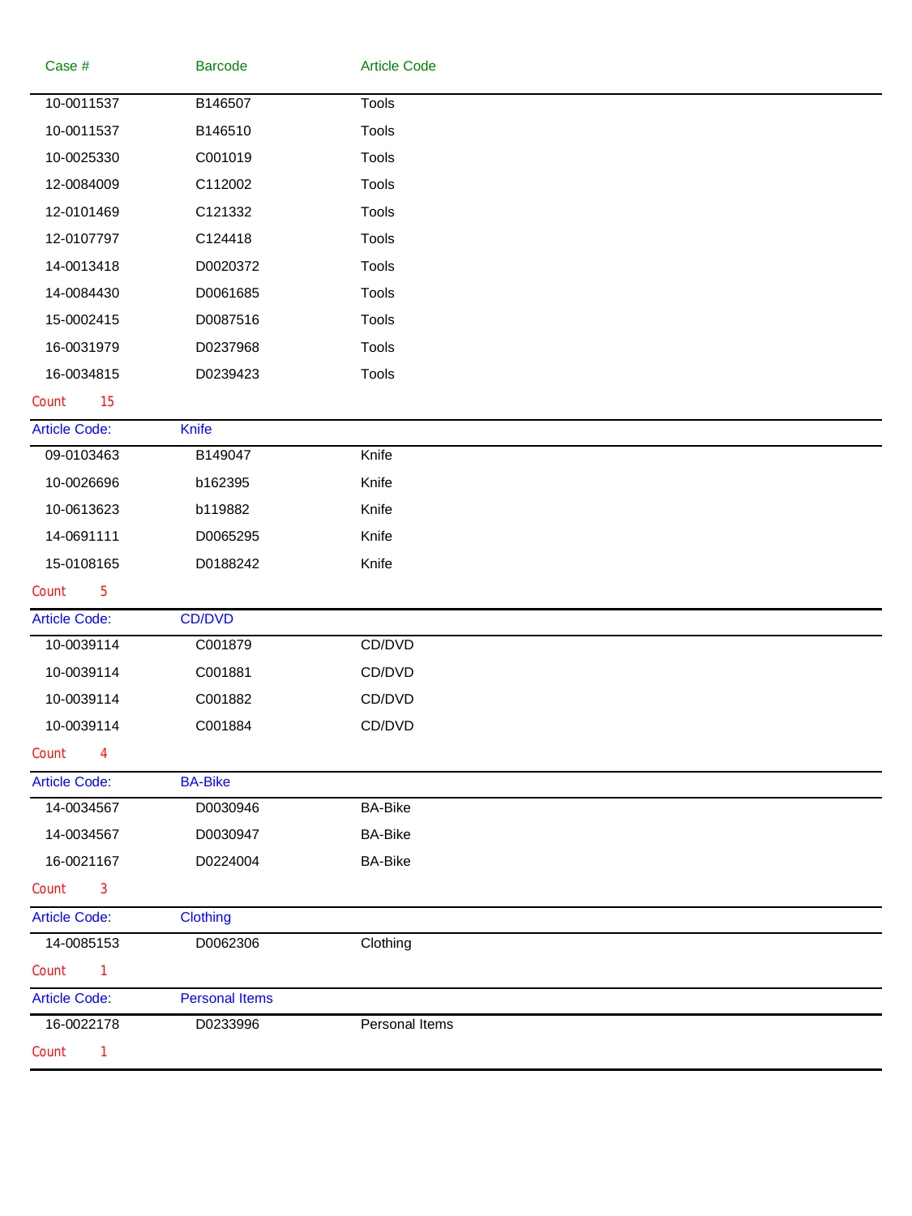| Case # | Barcode | Article Code |
|---|---|---|
| 10-0011537 | B146507 | Tools |
| 10-0011537 | B146510 | Tools |
| 10-0025330 | C001019 | Tools |
| 12-0084009 | C112002 | Tools |
| 12-0101469 | C121332 | Tools |
| 12-0107797 | C124418 | Tools |
| 14-0013418 | D0020372 | Tools |
| 14-0084430 | D0061685 | Tools |
| 15-0002415 | D0087516 | Tools |
| 16-0031979 | D0237968 | Tools |
| 16-0034815 | D0239423 | Tools |

Count 15

| Article Code: | Knife | |
|---|---|---|
| 09-0103463 | B149047 | Knife |
| 10-0026696 | b162395 | Knife |
| 10-0613623 | b119882 | Knife |
| 14-0691111 | D0065295 | Knife |
| 15-0108165 | D0188242 | Knife |

Count 5

| Article Code: | CD/DVD | |
|---|---|---|
| 10-0039114 | C001879 | CD/DVD |
| 10-0039114 | C001881 | CD/DVD |
| 10-0039114 | C001882 | CD/DVD |
| 10-0039114 | C001884 | CD/DVD |

Count 4

| Article Code: | BA-Bike | |
|---|---|---|
| 14-0034567 | D0030946 | BA-Bike |
| 14-0034567 | D0030947 | BA-Bike |
| 16-0021167 | D0224004 | BA-Bike |

Count 3

| Article Code: | Clothing | |
|---|---|---|
| 14-0085153 | D0062306 | Clothing |

Count 1

| Article Code: | Personal Items | |
|---|---|---|
| 16-0022178 | D0233996 | Personal Items |

Count 1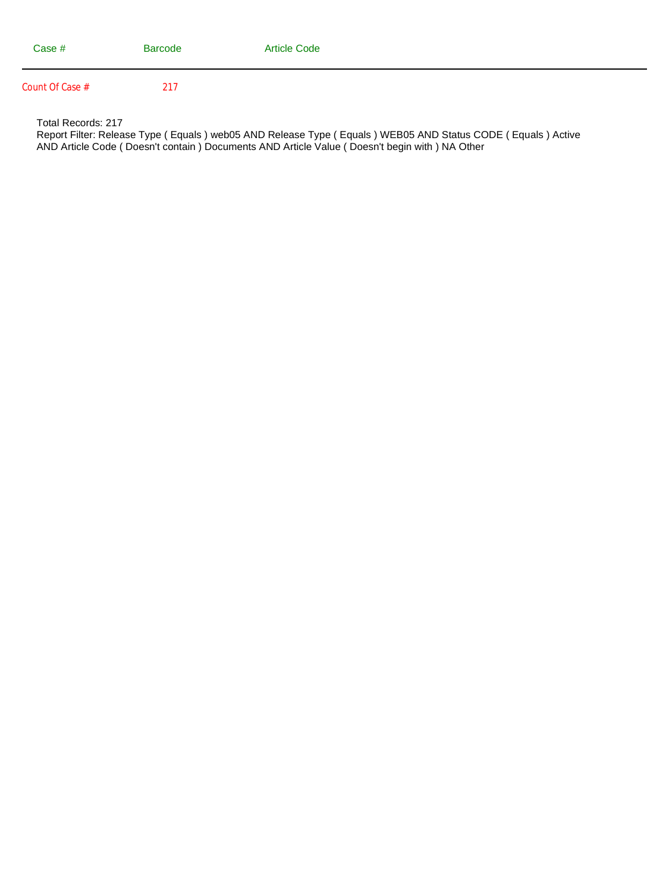| Case # | Barcode | Article Code |
|---|---|---|
| Count Of Case # | 217 | |

Total Records: 217

Report Filter: Release Type ( Equals ) web05 AND Release Type ( Equals ) WEB05 AND Status CODE ( Equals ) Active AND Article Code ( Doesn't contain ) Documents AND Article Value ( Doesn't begin with ) NA Other